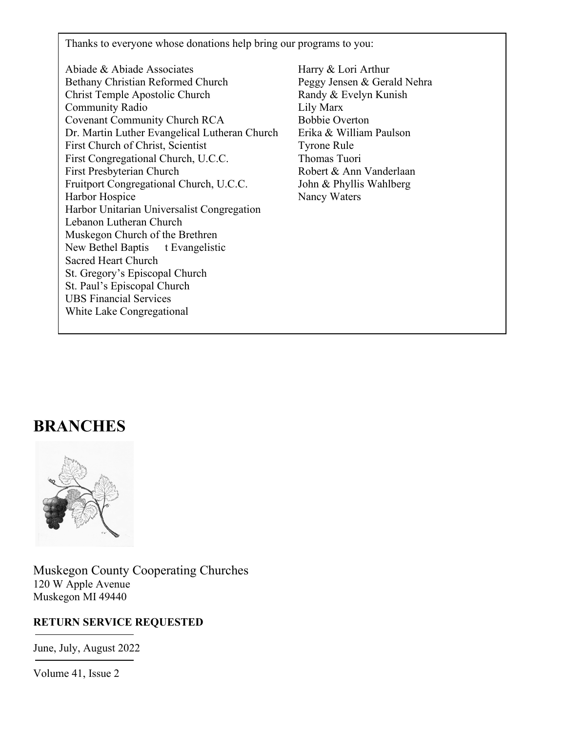Thanks to everyone whose donations help bring our programs to you:

Abiade & Abiade Associates
Bethany Christian Reformed Church
Christ Temple Apostolic Church
Community Radio
Covenant Community Church RCA
Dr. Martin Luther Evangelical Lutheran Church
First Church of Christ, Scientist
First Congregational Church, U.C.C.
First Presbyterian Church
Fruitport Congregational Church, U.C.C.
Harbor Hospice
Harbor Unitarian Universalist Congregation
Lebanon Lutheran Church
Muskegon Church of the Brethren
New Bethel Baptis t Evangelistic
Sacred Heart Church
St. Gregory's Episcopal Church
St. Paul's Episcopal Church
UBS Financial Services
White Lake Congregational

Harry & Lori Arthur
Peggy Jensen & Gerald Nehra
Randy & Evelyn Kunish
Lily Marx
Bobbie Overton
Erika & William Paulson
Tyrone Rule
Thomas Tuori
Robert & Ann Vanderlaan
John & Phyllis Wahlberg
Nancy Waters

# BRANCHES

Muskegon County Cooperating Churches
120 W Apple Avenue
Muskegon MI 49440

**RETURN SERVICE REQUESTED**

June, July, August 2022

Volume 41, Issue 2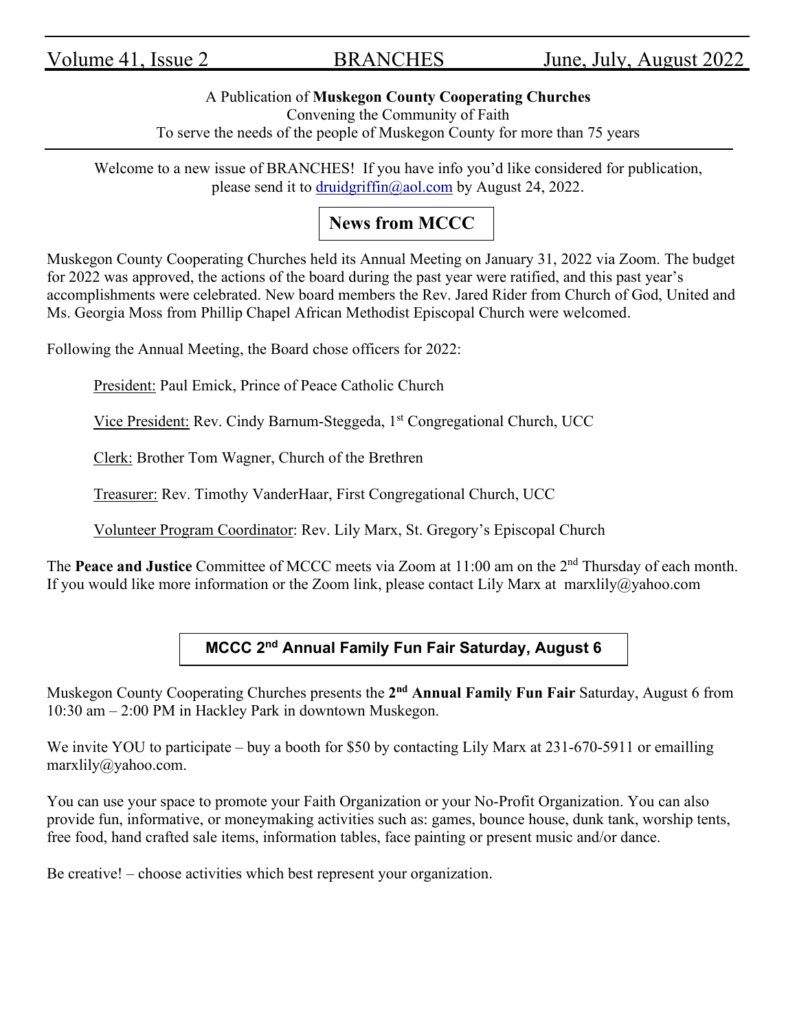Volume 41, Issue 2 — BRANCHES — June, July, August 2022

A Publication of **Muskegon County Cooperating Churches**
Convening the Community of Faith
To serve the needs of the people of Muskegon County for more than 75 years

Welcome to a new issue of BRANCHES! If you have info you'd like considered for publication, please send it to druidgriffin@aol.com by August 24, 2022.

## News from MCCC

Muskegon County Cooperating Churches held its Annual Meeting on January 31, 2022 via Zoom. The budget for 2022 was approved, the actions of the board during the past year were ratified, and this past year's accomplishments were celebrated. New board members the Rev. Jared Rider from Church of God, United and Ms. Georgia Moss from Phillip Chapel African Methodist Episcopal Church were welcomed.

Following the Annual Meeting, the Board chose officers for 2022:

President: Paul Emick, Prince of Peace Catholic Church

Vice President: Rev. Cindy Barnum-Steggeda, 1st Congregational Church, UCC

Clerk: Brother Tom Wagner, Church of the Brethren

Treasurer: Rev. Timothy VanderHaar, First Congregational Church, UCC

Volunteer Program Coordinator: Rev. Lily Marx, St. Gregory's Episcopal Church

The **Peace and Justice** Committee of MCCC meets via Zoom at 11:00 am on the 2nd Thursday of each month. If you would like more information or the Zoom link, please contact Lily Marx at marxlily@yahoo.com

## MCCC 2nd Annual Family Fun Fair Saturday, August 6

Muskegon County Cooperating Churches presents the **2nd Annual Family Fun Fair** Saturday, August 6 from 10:30 am – 2:00 PM in Hackley Park in downtown Muskegon.

We invite YOU to participate – buy a booth for $50 by contacting Lily Marx at 231-670-5911 or emailling marxlily@yahoo.com.

You can use your space to promote your Faith Organization or your No-Profit Organization. You can also provide fun, informative, or moneymaking activities such as: games, bounce house, dunk tank, worship tents, free food, hand crafted sale items, information tables, face painting or present music and/or dance.

Be creative! – choose activities which best represent your organization.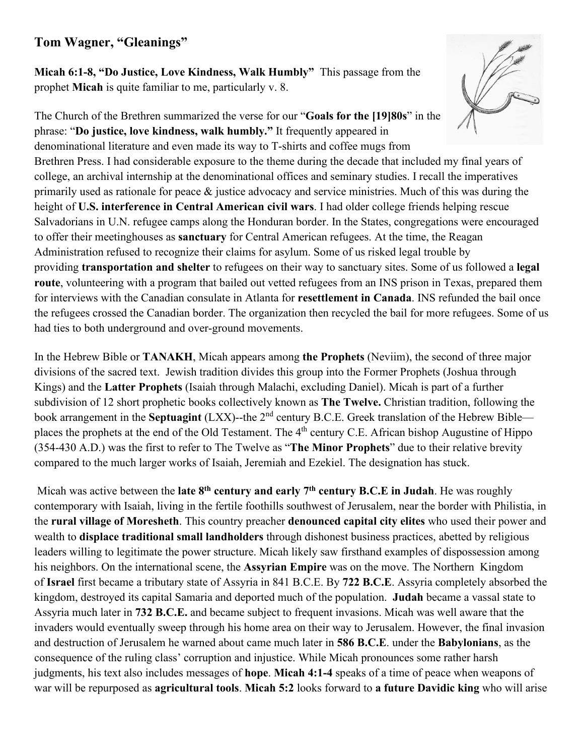## Tom Wagner, "Gleanings"

**Micah 6:1-8, "Do Justice, Love Kindness, Walk Humbly"** This passage from the prophet **Micah** is quite familiar to me, particularly v. 8.

The Church of the Brethren summarized the verse for our "**Goals for the [19]80s**" in the phrase: "**Do justice, love kindness, walk humbly.**" It frequently appeared in denominational literature and even made its way to T-shirts and coffee mugs from Brethren Press. I had considerable exposure to the theme during the decade that included my final years of college, an archival internship at the denominational offices and seminary studies. I recall the imperatives primarily used as rationale for peace & justice advocacy and service ministries. Much of this was during the height of **U.S. interference in Central American civil wars**. I had older college friends helping rescue Salvadorians in U.N. refugee camps along the Honduran border. In the States, congregations were encouraged to offer their meetinghouses as **sanctuary** for Central American refugees. At the time, the Reagan Administration refused to recognize their claims for asylum. Some of us risked legal trouble by providing **transportation and shelter** to refugees on their way to sanctuary sites. Some of us followed a **legal route**, volunteering with a program that bailed out vetted refugees from an INS prison in Texas, prepared them for interviews with the Canadian consulate in Atlanta for **resettlement in Canada**. INS refunded the bail once the refugees crossed the Canadian border. The organization then recycled the bail for more refugees. Some of us had ties to both underground and over-ground movements.

In the Hebrew Bible or **TANAKH**, Micah appears among **the Prophets** (Neviim), the second of three major divisions of the sacred text. Jewish tradition divides this group into the Former Prophets (Joshua through Kings) and the **Latter Prophets** (Isaiah through Malachi, excluding Daniel). Micah is part of a further subdivision of 12 short prophetic books collectively known as **The Twelve.** Christian tradition, following the book arrangement in the **Septuagint** (LXX)--the 2nd century B.C.E. Greek translation of the Hebrew Bible—places the prophets at the end of the Old Testament. The 4th century C.E. African bishop Augustine of Hippo (354-430 A.D.) was the first to refer to The Twelve as "**The Minor Prophets**" due to their relative brevity compared to the much larger works of Isaiah, Jeremiah and Ezekiel. The designation has stuck.

Micah was active between the **late 8th century and early 7th century B.C.E in Judah**. He was roughly contemporary with Isaiah, living in the fertile foothills southwest of Jerusalem, near the border with Philistia, in the **rural village of Moresheth**. This country preacher **denounced capital city elites** who used their power and wealth to **displace traditional small landholders** through dishonest business practices, abetted by religious leaders willing to legitimate the power structure. Micah likely saw firsthand examples of dispossession among his neighbors. On the international scene, the **Assyrian Empire** was on the move. The Northern Kingdom of **Israel** first became a tributary state of Assyria in 841 B.C.E. By **722 B.C.E**. Assyria completely absorbed the kingdom, destroyed its capital Samaria and deported much of the population. **Judah** became a vassal state to Assyria much later in **732 B.C.E.** and became subject to frequent invasions. Micah was well aware that the invaders would eventually sweep through his home area on their way to Jerusalem. However, the final invasion and destruction of Jerusalem he warned about came much later in **586 B.C.E**. under the **Babylonians**, as the consequence of the ruling class' corruption and injustice. While Micah pronounces some rather harsh judgments, his text also includes messages of **hope**. **Micah 4:1-4** speaks of a time of peace when weapons of war will be repurposed as **agricultural tools**. **Micah 5:2** looks forward to **a future Davidic king** who will arise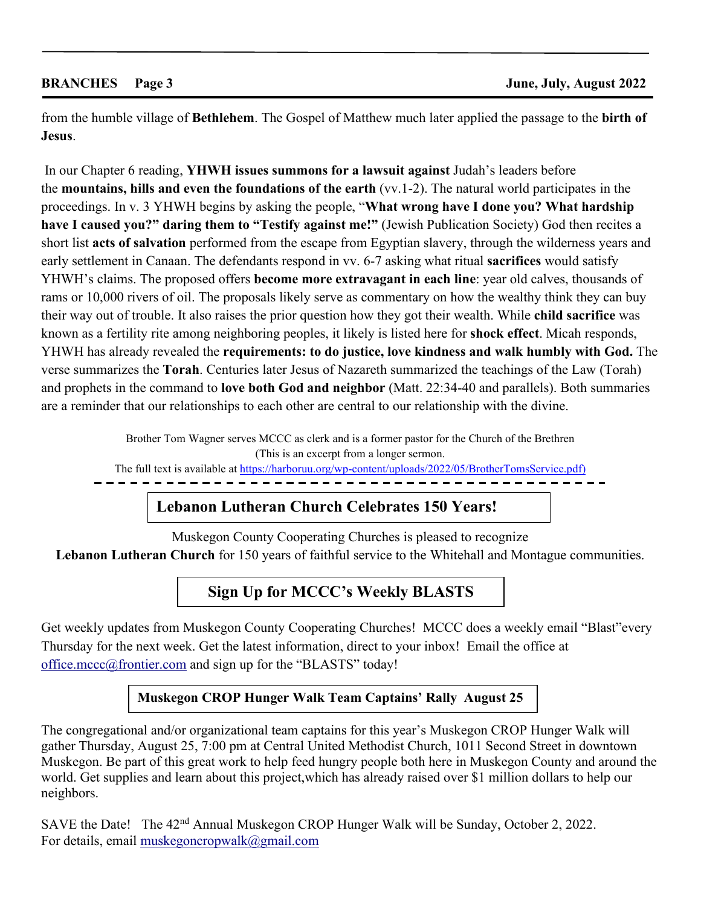from the humble village of **Bethlehem**. The Gospel of Matthew much later applied the passage to the **birth of Jesus**.

In our Chapter 6 reading, **YHWH issues summons for a lawsuit against** Judah's leaders before the **mountains, hills and even the foundations of the earth** (vv.1-2). The natural world participates in the proceedings. In v. 3 YHWH begins by asking the people, "**What wrong have I done you? What hardship have I caused you?" daring them to "Testify against me!"** (Jewish Publication Society) God then recites a short list **acts of salvation** performed from the escape from Egyptian slavery, through the wilderness years and early settlement in Canaan. The defendants respond in vv. 6-7 asking what ritual **sacrifices** would satisfy YHWH's claims. The proposed offers **become more extravagant in each line**: year old calves, thousands of rams or 10,000 rivers of oil. The proposals likely serve as commentary on how the wealthy think they can buy their way out of trouble. It also raises the prior question how they got their wealth. While **child sacrifice** was known as a fertility rite among neighboring peoples, it likely is listed here for **shock effect**. Micah responds, YHWH has already revealed the **requirements: to do justice, love kindness and walk humbly with God.** The verse summarizes the **Torah**. Centuries later Jesus of Nazareth summarized the teachings of the Law (Torah) and prophets in the command to **love both God and neighbor** (Matt. 22:34-40 and parallels). Both summaries are a reminder that our relationships to each other are central to our relationship with the divine.

Brother Tom Wagner serves MCCC as clerk and is a former pastor for the Church of the Brethren
(This is an excerpt from a longer sermon.
The full text is available at https://harboruu.org/wp-content/uploads/2022/05/BrotherTomsService.pdf)

---

## Lebanon Lutheran Church Celebrates 150 Years!

Muskegon County Cooperating Churches is pleased to recognize **Lebanon Lutheran Church** for 150 years of faithful service to the Whitehall and Montague communities.

## Sign Up for MCCC's Weekly BLASTS

Get weekly updates from Muskegon County Cooperating Churches! MCCC does a weekly email "Blast"every Thursday for the next week. Get the latest information, direct to your inbox! Email the office at office.mccc@frontier.com and sign up for the "BLASTS" today!

### Muskegon CROP Hunger Walk Team Captains' Rally August 25

The congregational and/or organizational team captains for this year's Muskegon CROP Hunger Walk will gather Thursday, August 25, 7:00 pm at Central United Methodist Church, 1011 Second Street in downtown Muskegon. Be part of this great work to help feed hungry people both here in Muskegon County and around the world. Get supplies and learn about this project,which has already raised over $1 million dollars to help our neighbors.

SAVE the Date! The 42nd Annual Muskegon CROP Hunger Walk will be Sunday, October 2, 2022.
For details, email muskegoncropwalk@gmail.com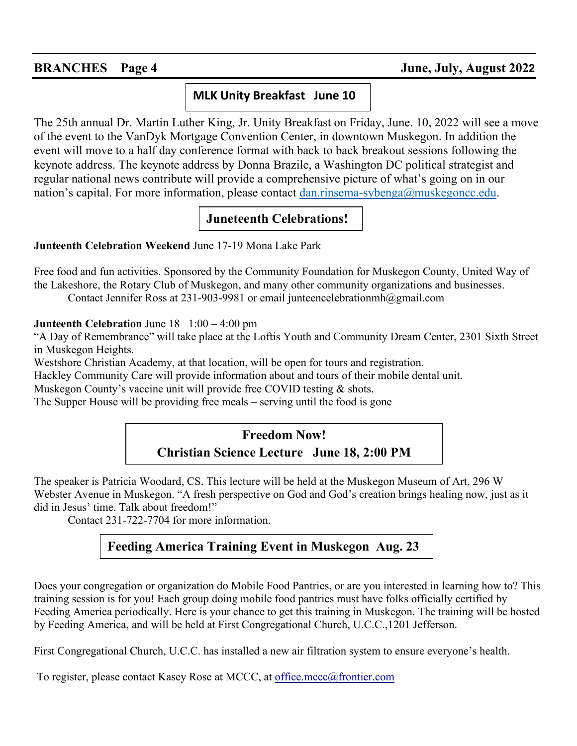## MLK Unity Breakfast June 10

The 25th annual Dr. Martin Luther King, Jr. Unity Breakfast on Friday, June. 10, 2022 will see a move of the event to the VanDyk Mortgage Convention Center, in downtown Muskegon. In addition the event will move to a half day conference format with back to back breakout sessions following the keynote address. The keynote address by Donna Brazile, a Washington DC political strategist and regular national news contribute will provide a comprehensive picture of what's going on in our nation's capital. For more information, please contact dan.rinsema-sybenga@muskegoncc.edu.

## Juneteenth Celebrations!

**Junteenth Celebration Weekend** June 17-19 Mona Lake Park

Free food and fun activities. Sponsored by the Community Foundation for Muskegon County, United Way of the Lakeshore, the Rotary Club of Muskegon, and many other community organizations and businesses.
Contact Jennifer Ross at 231-903-9981 or email junteencelebrationmh@gmail.com

**Junteenth Celebration** June 18 1:00 – 4:00 pm
"A Day of Remembrance" will take place at the Loftis Youth and Community Dream Center, 2301 Sixth Street in Muskegon Heights.
Westshore Christian Academy, at that location, will be open for tours and registration.
Hackley Community Care will provide information about and tours of their mobile dental unit.
Muskegon County's vaccine unit will provide free COVID testing & shots.
The Supper House will be providing free meals – serving until the food is gone

## Freedom Now!
## Christian Science Lecture June 18, 2:00 PM

The speaker is Patricia Woodard, CS. This lecture will be held at the Muskegon Museum of Art, 296 W Webster Avenue in Muskegon. "A fresh perspective on God and God's creation brings healing now, just as it did in Jesus' time. Talk about freedom!"
Contact 231-722-7704 for more information.

## Feeding America Training Event in Muskegon Aug. 23

Does your congregation or organization do Mobile Food Pantries, or are you interested in learning how to? This training session is for you! Each group doing mobile food pantries must have folks officially certified by Feeding America periodically. Here is your chance to get this training in Muskegon. The training will be hosted by Feeding America, and will be held at First Congregational Church, U.C.C.,1201 Jefferson.

First Congregational Church, U.C.C. has installed a new air filtration system to ensure everyone's health.

To register, please contact Kasey Rose at MCCC, at office.mccc@frontier.com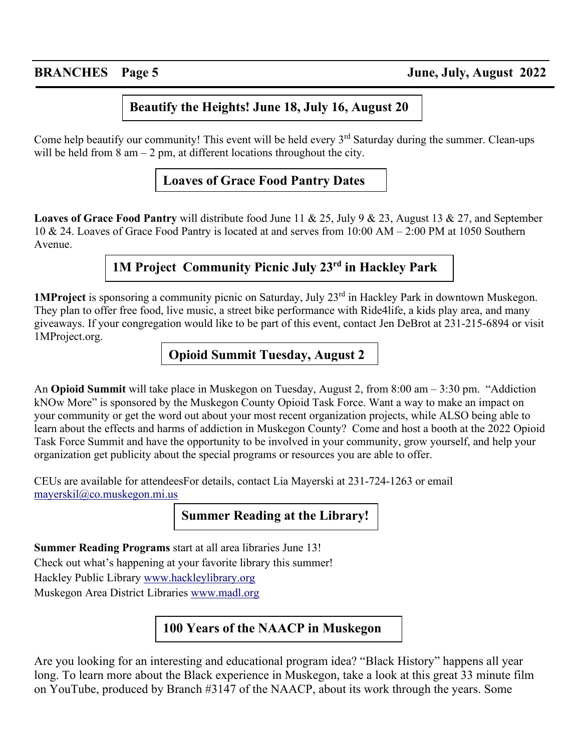## Beautify the Heights! June 18, July 16, August 20

Come help beautify our community! This event will be held every 3rd Saturday during the summer. Clean-ups will be held from 8 am – 2 pm, at different locations throughout the city.

## Loaves of Grace Food Pantry Dates

**Loaves of Grace Food Pantry** will distribute food June 11 & 25, July 9 & 23, August 13 & 27, and September 10 & 24. Loaves of Grace Food Pantry is located at and serves from 10:00 AM – 2:00 PM at 1050 Southern Avenue.

## 1M Project Community Picnic July 23rd in Hackley Park

**1MProject** is sponsoring a community picnic on Saturday, July 23rd in Hackley Park in downtown Muskegon. They plan to offer free food, live music, a street bike performance with Ride4life, a kids play area, and many giveaways. If your congregation would like to be part of this event, contact Jen DeBrot at 231-215-6894 or visit 1MProject.org.

## Opioid Summit Tuesday, August 2

An **Opioid Summit** will take place in Muskegon on Tuesday, August 2, from 8:00 am – 3:30 pm. "Addiction kNOw More" is sponsored by the Muskegon County Opioid Task Force. Want a way to make an impact on your community or get the word out about your most recent organization projects, while ALSO being able to learn about the effects and harms of addiction in Muskegon County? Come and host a booth at the 2022 Opioid Task Force Summit and have the opportunity to be involved in your community, grow yourself, and help your organization get publicity about the special programs or resources you are able to offer.

CEUs are available for attendeesFor details, contact Lia Mayerski at 231-724-1263 or email mayerskil@co.muskegon.mi.us

## Summer Reading at the Library!

**Summer Reading Programs** start at all area libraries June 13!
Check out what's happening at your favorite library this summer!
Hackley Public Library www.hackleylibrary.org
Muskegon Area District Libraries www.madl.org

## 100 Years of the NAACP in Muskegon

Are you looking for an interesting and educational program idea? "Black History" happens all year long. To learn more about the Black experience in Muskegon, take a look at this great 33 minute film on YouTube, produced by Branch #3147 of the NAACP, about its work through the years. Some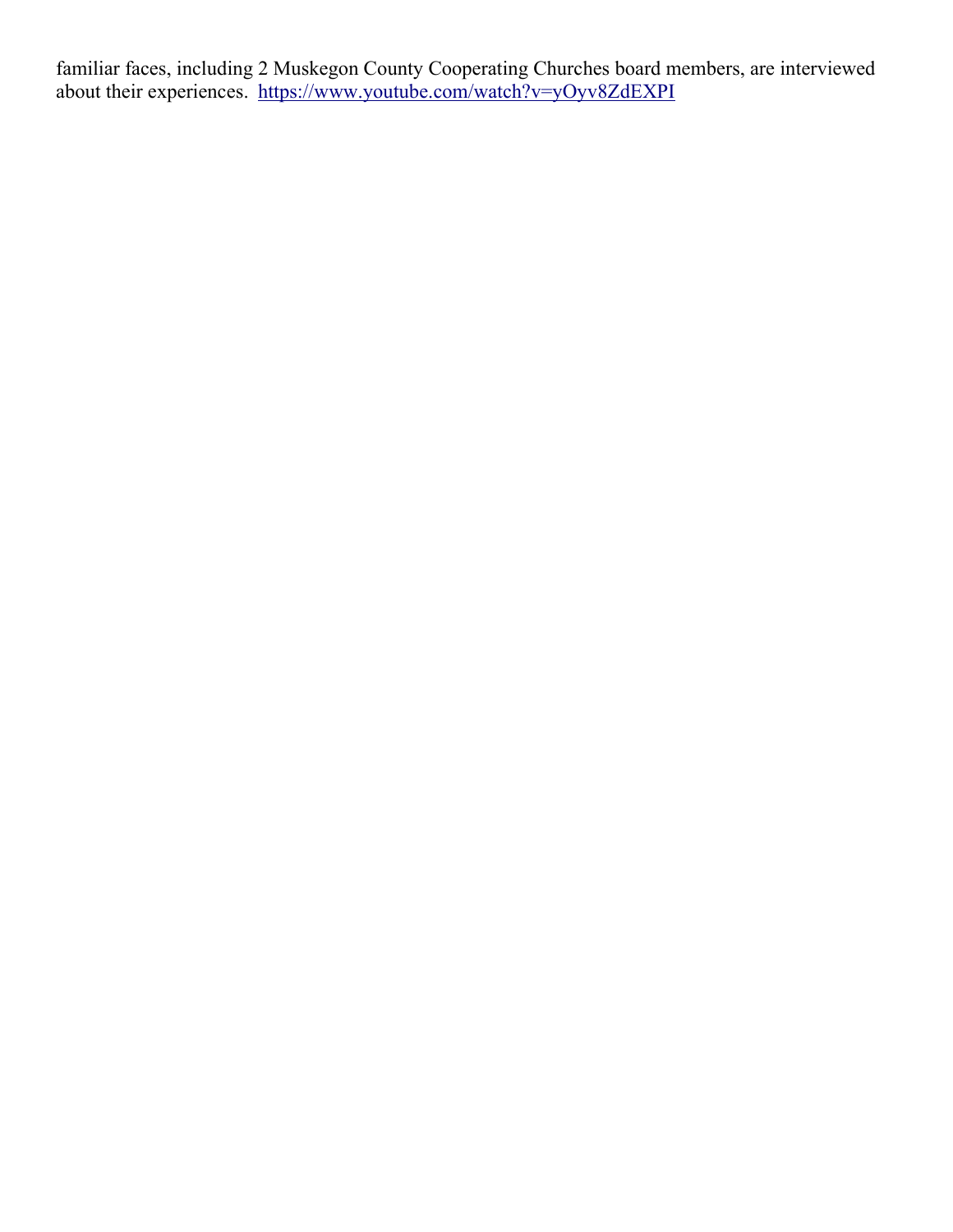familiar faces, including 2 Muskegon County Cooperating Churches board members, are interviewed about their experiences. https://www.youtube.com/watch?v=yOyv8ZdEXPI